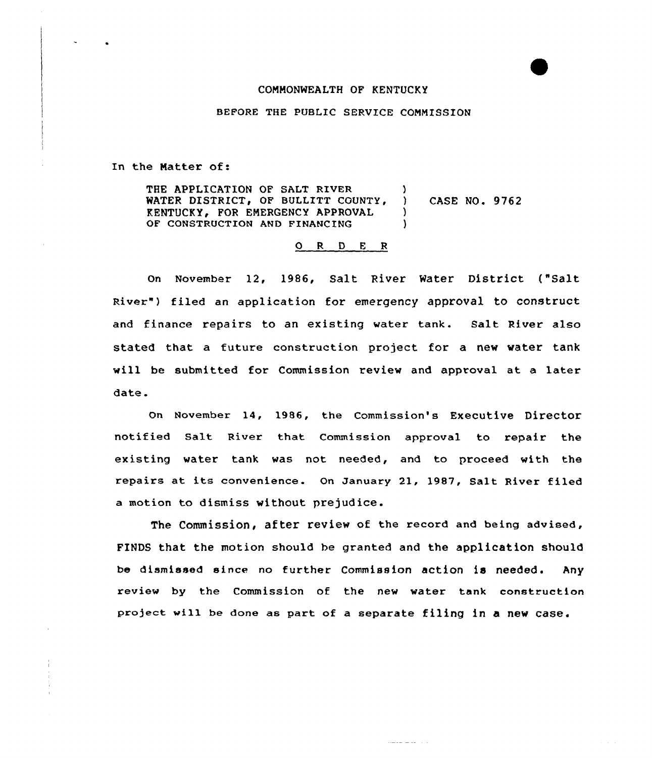COMMONWEALTH OF KENTUCKY

BEFORE THE PUBLIC SERVICE COMMISSION

In the Matter of:

| | | |
|---|---|---|
| THE APPLICATION OF SALT RIVER WATER DISTRICT, OF BULLITT COUNTY, KENTUCKY, FOR EMERGENCY APPROVAL OF CONSTRUCTION AND FINANCING | ) | CASE NO. 9762 |

O R D E R

On November 12, 1986, Salt River Water District ("Salt River") filed an application for emergency approval to construct and finance repairs to an existing water tank. Salt River also stated that a future construction project for a new water tank will be submitted for Commission review and approval at a later date.

On November 14, 1986, the Commission's Executive Director notified Salt River that Commission approval to repair the existing water tank was not needed, and to proceed with the repairs at its convenience. On January 21, 1987, Salt River filed a motion to dismiss without prejudice.

The Commission, after review of the record and being advised, FINDS that the motion should be granted and the application should be dismissed since no further Commission action is needed. Any review by the Commission of the new water tank construction project will be done as part of a separate filing in a new case.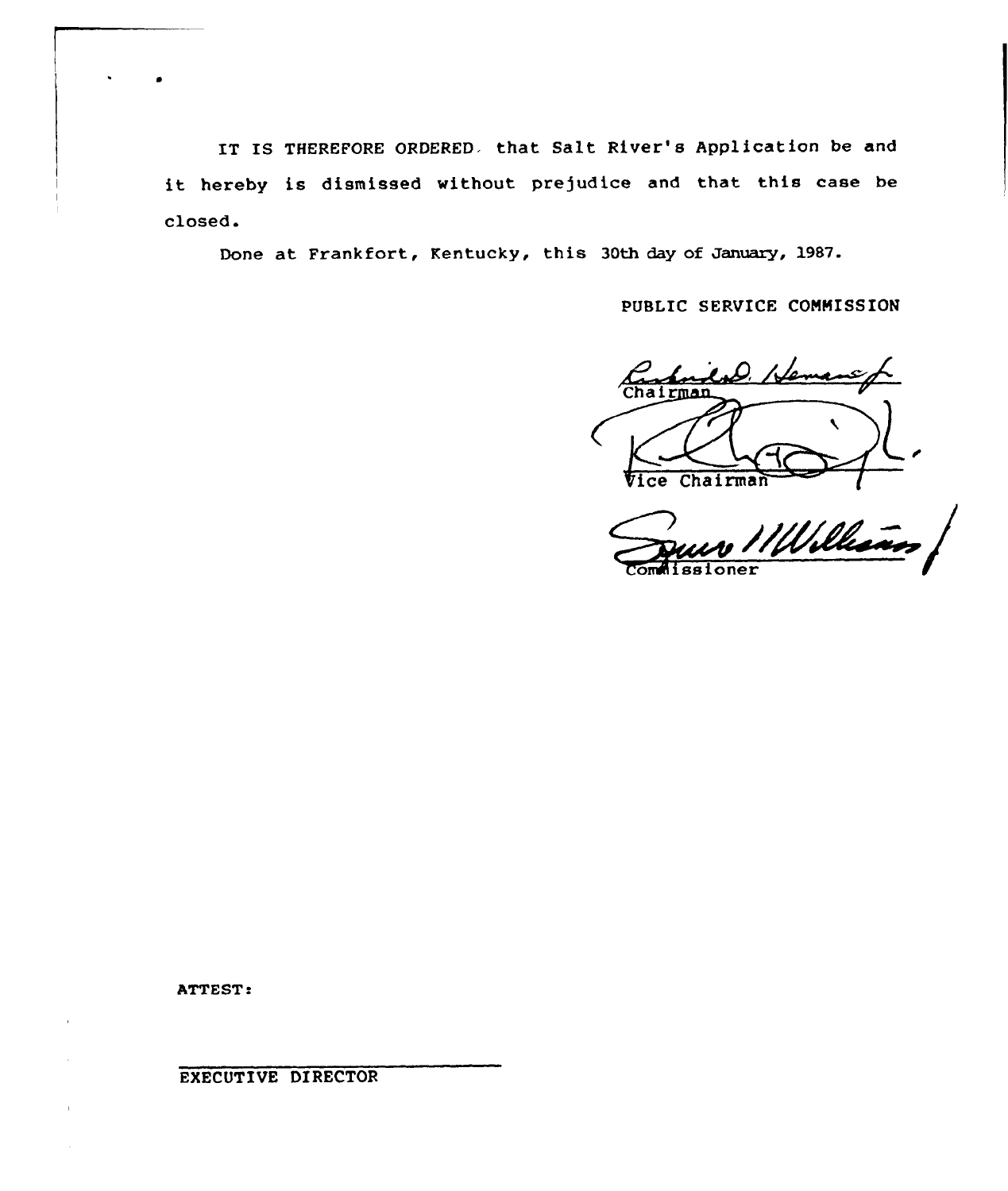IT IS THEREFORE ORDERED that Salt River's Application be and it hereby is dismissed without prejudice and that this case be closed.

Done at Frankfort, Kentucky, this 30th day of January, 1987.

PUBLIC SERVICE COMMISSION

Chairman

Vice Chairman

Commissioner

ATTEST:

EXECUTIVE DIRECTOR